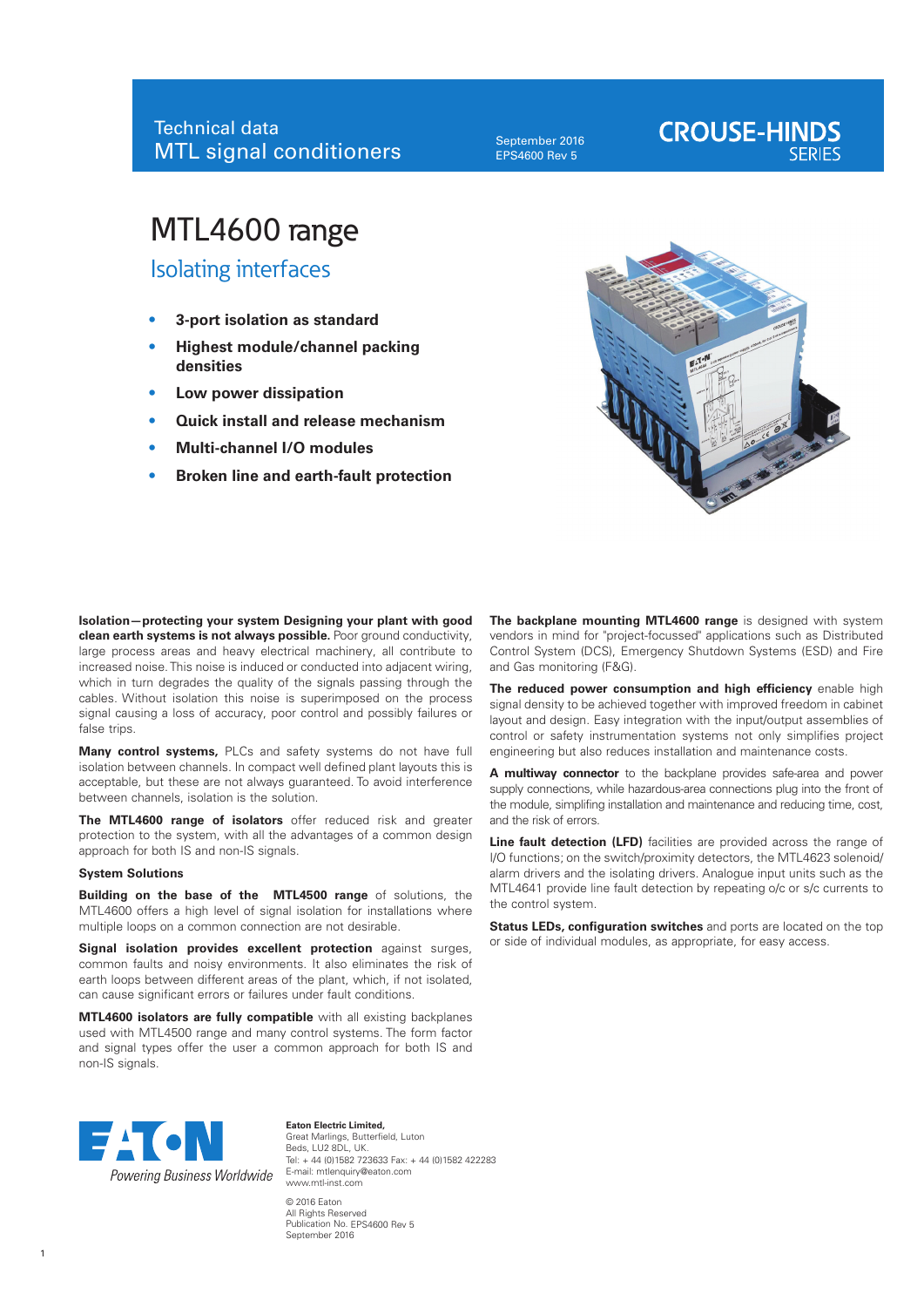Technical data
MTL signal conditioners

September 2016
EPS4600 Rev 5

CROUSE-HINDS SERIES

# MTL4600 range

## Isolating interfaces

- **3-port isolation as standard**
- **Highest module/channel packing densities**
- **Low power dissipation**
- **Quick install and release mechanism**
- **Multi-channel I/O modules**
- **Broken line and earth-fault protection**

**Isolation—protecting your system Designing your plant with good clean earth systems is not always possible.** Poor ground conductivity, large process areas and heavy electrical machinery, all contribute to increased noise. This noise is induced or conducted into adjacent wiring, which in turn degrades the quality of the signals passing through the cables. Without isolation this noise is superimposed on the process signal causing a loss of accuracy, poor control and possibly failures or false trips.

**Many control systems,** PLCs and safety systems do not have full isolation between channels. In compact well defined plant layouts this is acceptable, but these are not always guaranteed. To avoid interference between channels, isolation is the solution.

**The MTL4600 range of isolators** offer reduced risk and greater protection to the system, with all the advantages of a common design approach for both IS and non-IS signals.

**System Solutions**

**Building on the base of the MTL4500 range** of solutions, the MTL4600 offers a high level of signal isolation for installations where multiple loops on a common connection are not desirable.

**Signal isolation provides excellent protection** against surges, common faults and noisy environments. It also eliminates the risk of earth loops between different areas of the plant, which, if not isolated, can cause significant errors or failures under fault conditions.

**MTL4600 isolators are fully compatible** with all existing backplanes used with MTL4500 range and many control systems. The form factor and signal types offer the user a common approach for both IS and non-IS signals.

**The backplane mounting MTL4600 range** is designed with system vendors in mind for "project-focussed" applications such as Distributed Control System (DCS), Emergency Shutdown Systems (ESD) and Fire and Gas monitoring (F&G).

**The reduced power consumption and high efficiency** enable high signal density to be achieved together with improved freedom in cabinet layout and design. Easy integration with the input/output assemblies of control or safety instrumentation systems not only simplifies project engineering but also reduces installation and maintenance costs.

**A multiway connector** to the backplane provides safe-area and power supply connections, while hazardous-area connections plug into the front of the module, simplifing installation and maintenance and reducing time, cost, and the risk of errors.

**Line fault detection (LFD)** facilities are provided across the range of I/O functions; on the switch/proximity detectors, the MTL4623 solenoid/alarm drivers and the isolating drivers. Analogue input units such as the MTL4641 provide line fault detection by repeating o/c or s/c currents to the control system.

**Status LEDs, configuration switches** and ports are located on the top or side of individual modules, as appropriate, for easy access.

EATON
*Powering Business Worldwide*

**Eaton Electric Limited,**
Great Marlings, Butterfield, Luton
Beds, LU2 8DL, UK.
Tel: + 44 (0)1582 723633 Fax: + 44 (0)1582 422283
E-mail: mtlenquiry@eaton.com
www.mtl-inst.com

© 2016 Eaton
All Rights Reserved
Publication No. EPS4600 Rev 5
September 2016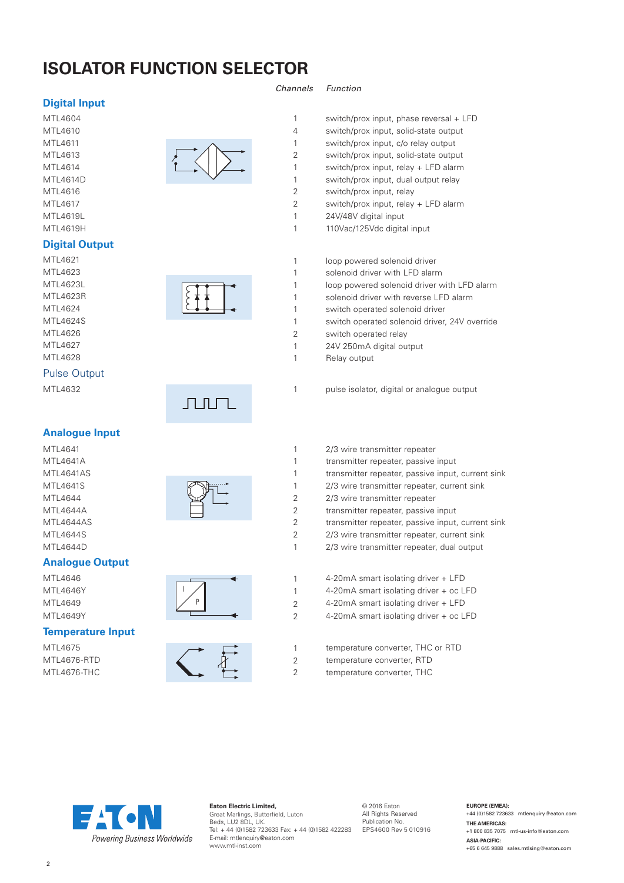# ISOLATOR FUNCTION SELECTOR

| | Channels | Function |
|---|---|---|
| **Digital Input** | | |
| MTL4604 | 1 | switch/prox input, phase reversal + LFD |
| MTL4610 | 4 | switch/prox input, solid-state output |
| MTL4611 | 1 | switch/prox input, c/o relay output |
| MTL4613 | 2 | switch/prox input, solid-state output |
| MTL4614 | 1 | switch/prox input, relay + LFD alarm |
| MTL4614D | 1 | switch/prox input, dual output relay |
| MTL4616 | 2 | switch/prox input, relay |
| MTL4617 | 2 | switch/prox input, relay + LFD alarm |
| MTL4619L | 1 | 24V/48V digital input |
| MTL4619H | 1 | 110Vac/125Vdc digital input |
| **Digital Output** | | |
| MTL4621 | 1 | loop powered solenoid driver |
| MTL4623 | 1 | solenoid driver with LFD alarm |
| MTL4623L | 1 | loop powered solenoid driver with LFD alarm |
| MTL4623R | 1 | solenoid driver with reverse LFD alarm |
| MTL4624 | 1 | switch operated solenoid driver |
| MTL4624S | 1 | switch operated solenoid driver, 24V override |
| MTL4626 | 2 | switch operated relay |
| MTL4627 | 1 | 24V 250mA digital output |
| MTL4628 | 1 | Relay output |
| **Pulse Output** | | |
| MTL4632 | 1 | pulse isolator, digital or analogue output |
| **Analogue Input** | | |
| MTL4641 | 1 | 2/3 wire transmitter repeater |
| MTL4641A | 1 | transmitter repeater, passive input |
| MTL4641AS | 1 | transmitter repeater, passive input, current sink |
| MTL4641S | 1 | 2/3 wire transmitter repeater, current sink |
| MTL4644 | 2 | 2/3 wire transmitter repeater |
| MTL4644A | 2 | transmitter repeater, passive input |
| MTL4644AS | 2 | transmitter repeater, passive input, current sink |
| MTL4644S | 2 | 2/3 wire transmitter repeater, current sink |
| MTL4644D | 1 | 2/3 wire transmitter repeater, dual output |
| **Analogue Output** | | |
| MTL4646 | 1 | 4-20mA smart isolating driver + LFD |
| MTL4646Y | 1 | 4-20mA smart isolating driver + oc LFD |
| MTL4649 | 2 | 4-20mA smart isolating driver + LFD |
| MTL4649Y | 2 | 4-20mA smart isolating driver + oc LFD |
| **Temperature Input** | | |
| MTL4675 | 1 | temperature converter, THC or RTD |
| MTL4676-RTD | 2 | temperature converter, RTD |
| MTL4676-THC | 2 | temperature converter, THC |

EATON
Powering Business Worldwide

**Eaton Electric Limited,**
Great Marlings, Butterfield, Luton
Beds, LU2 8DL, UK.
Tel: + 44 (0)1582 723633 Fax: + 44 (0)1582 422283
E-mail: mtlenquiry@eaton.com
www.mtl-inst.com

© 2016 Eaton
All Rights Reserved
Publication No.
EPS4600 Rev 5 010916

**EUROPE (EMEA):**
+44 (0)1582 723633 mtlenquiry@eaton.com

**THE AMERICAS:**
+1 800 835 7075 mtl-us-info@eaton.com

**ASIA-PACIFIC:**
+65 6 645 9888 sales.mtlsing@eaton.com